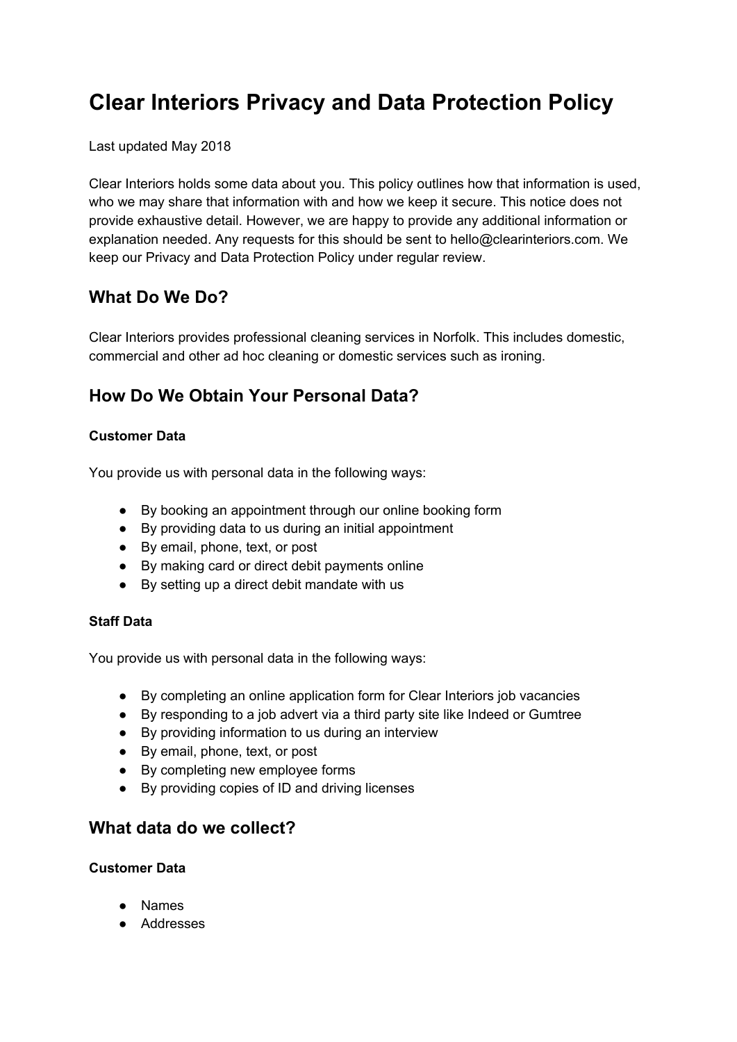# Clear Interiors Privacy and Data Protection Policy

Last updated May 2018

Clear Interiors holds some data about you. This policy outlines how that information is used, who we may share that information with and how we keep it secure. This notice does not provide exhaustive detail. However, we are happy to provide any additional information or explanation needed. Any requests for this should be sent to hello@clearinteriors.com. We keep our Privacy and Data Protection Policy under regular review.

## What Do We Do?

Clear Interiors provides professional cleaning services in Norfolk. This includes domestic, commercial and other ad hoc cleaning or domestic services such as ironing.

## How Do We Obtain Your Personal Data?

#### Customer Data

You provide us with personal data in the following ways:

- By booking an appointment through our online booking form
- By providing data to us during an initial appointment
- By email, phone, text, or post
- By making card or direct debit payments online
- By setting up a direct debit mandate with us

#### Staff Data

You provide us with personal data in the following ways:

- By completing an online application form for Clear Interiors job vacancies
- By responding to a job advert via a third party site like Indeed or Gumtree
- By providing information to us during an interview
- By email, phone, text, or post
- By completing new employee forms
- By providing copies of ID and driving licenses

## What data do we collect?

#### Customer Data

- Names
- Addresses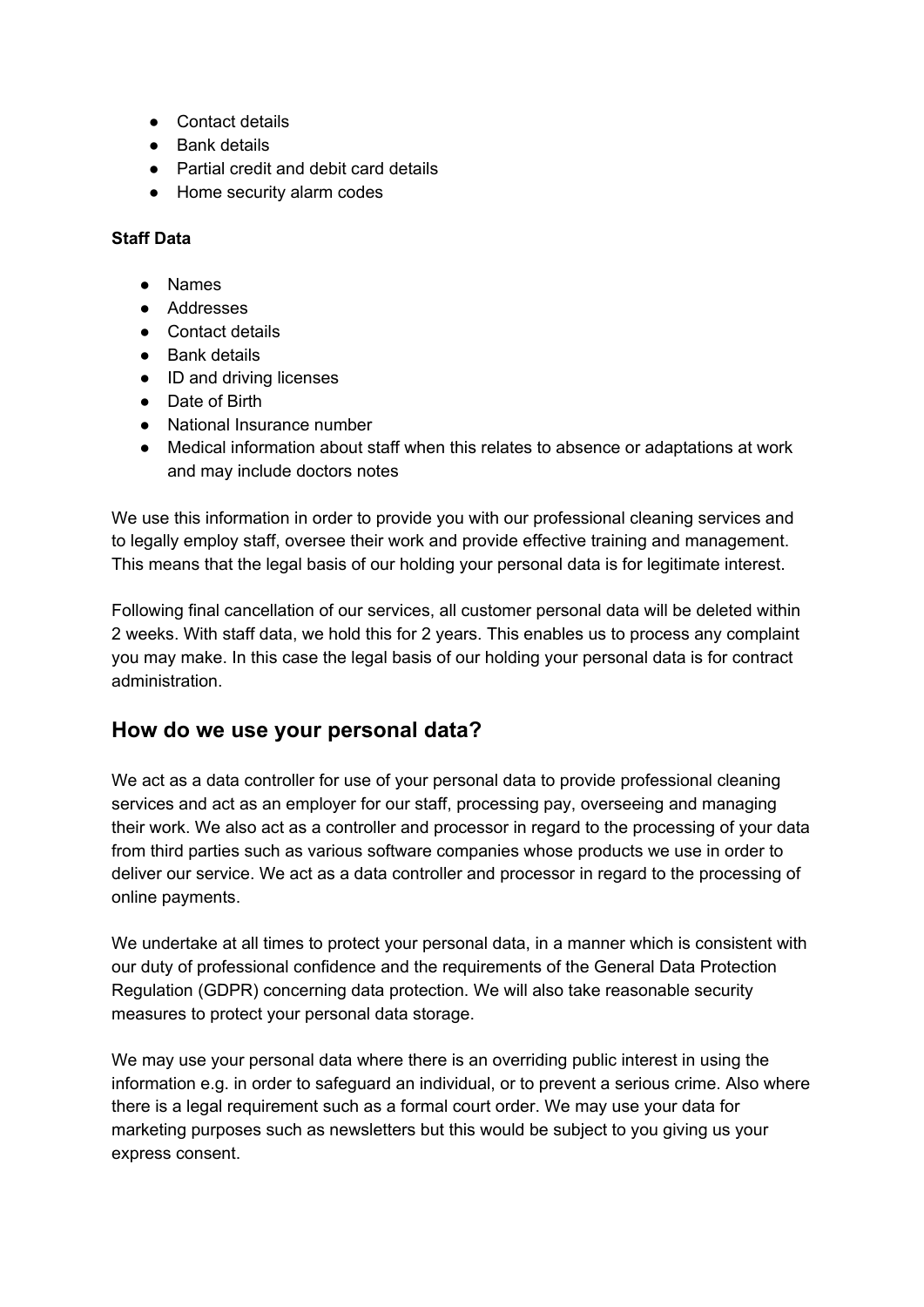- Contact details
- Bank details
- Partial credit and debit card details
- Home security alarm codes

**Staff Data**

- Names
- Addresses
- Contact details
- Bank details
- ID and driving licenses
- Date of Birth
- National Insurance number
- Medical information about staff when this relates to absence or adaptations at work and may include doctors notes

We use this information in order to provide you with our professional cleaning services and to legally employ staff, oversee their work and provide effective training and management. This means that the legal basis of our holding your personal data is for legitimate interest.

Following final cancellation of our services, all customer personal data will be deleted within 2 weeks. With staff data, we hold this for 2 years. This enables us to process any complaint you may make. In this case the legal basis of our holding your personal data is for contract administration.

## How do we use your personal data?

We act as a data controller for use of your personal data to provide professional cleaning services and act as an employer for our staff, processing pay, overseeing and managing their work. We also act as a controller and processor in regard to the processing of your data from third parties such as various software companies whose products we use in order to deliver our service. We act as a data controller and processor in regard to the processing of online payments.

We undertake at all times to protect your personal data, in a manner which is consistent with our duty of professional confidence and the requirements of the General Data Protection Regulation (GDPR) concerning data protection. We will also take reasonable security measures to protect your personal data storage.

We may use your personal data where there is an overriding public interest in using the information e.g. in order to safeguard an individual, or to prevent a serious crime. Also where there is a legal requirement such as a formal court order. We may use your data for marketing purposes such as newsletters but this would be subject to you giving us your express consent.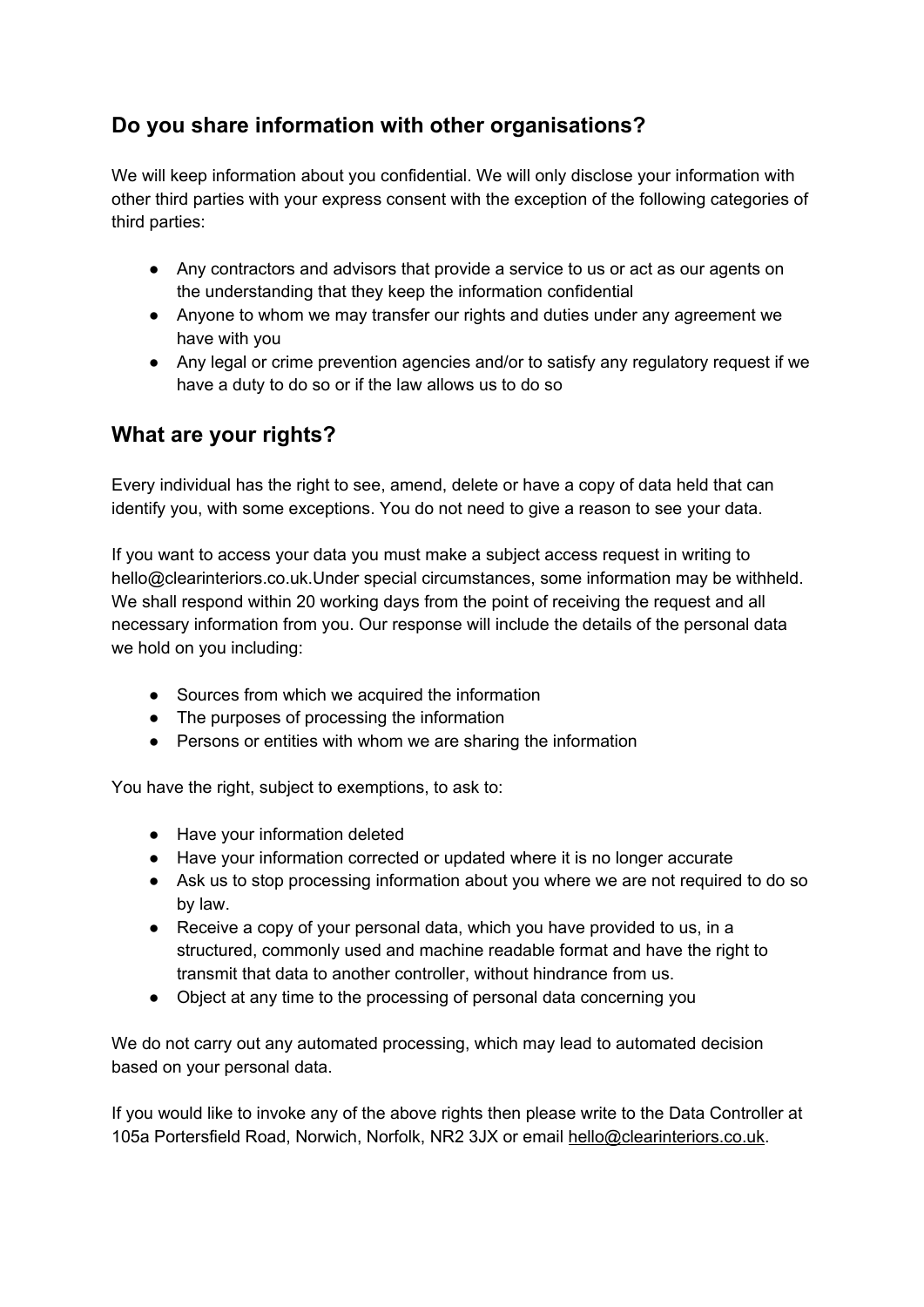## Do you share information with other organisations?

We will keep information about you confidential. We will only disclose your information with other third parties with your express consent with the exception of the following categories of third parties:

- Any contractors and advisors that provide a service to us or act as our agents on the understanding that they keep the information confidential
- Anyone to whom we may transfer our rights and duties under any agreement we have with you
- Any legal or crime prevention agencies and/or to satisfy any regulatory request if we have a duty to do so or if the law allows us to do so

## What are your rights?

Every individual has the right to see, amend, delete or have a copy of data held that can identify you, with some exceptions. You do not need to give a reason to see your data.

If you want to access your data you must make a subject access request in writing to hello@clearinteriors.co.uk.Under special circumstances, some information may be withheld. We shall respond within 20 working days from the point of receiving the request and all necessary information from you. Our response will include the details of the personal data we hold on you including:

- Sources from which we acquired the information
- The purposes of processing the information
- Persons or entities with whom we are sharing the information

You have the right, subject to exemptions, to ask to:

- Have your information deleted
- Have your information corrected or updated where it is no longer accurate
- Ask us to stop processing information about you where we are not required to do so by law.
- Receive a copy of your personal data, which you have provided to us, in a structured, commonly used and machine readable format and have the right to transmit that data to another controller, without hindrance from us.
- Object at any time to the processing of personal data concerning you

We do not carry out any automated processing, which may lead to automated decision based on your personal data.

If you would like to invoke any of the above rights then please write to the Data Controller at 105a Portersfield Road, Norwich, Norfolk, NR2 3JX or email hello@clearinteriors.co.uk.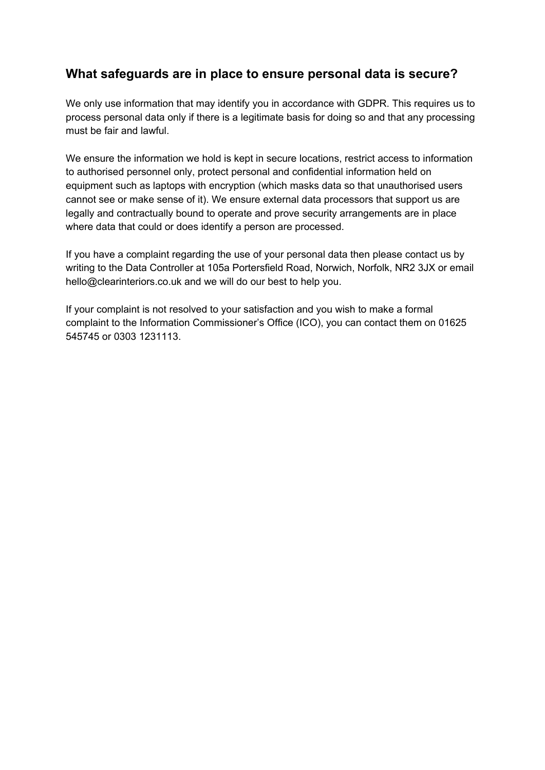## What safeguards are in place to ensure personal data is secure?

We only use information that may identify you in accordance with GDPR. This requires us to process personal data only if there is a legitimate basis for doing so and that any processing must be fair and lawful.

We ensure the information we hold is kept in secure locations, restrict access to information to authorised personnel only, protect personal and confidential information held on equipment such as laptops with encryption (which masks data so that unauthorised users cannot see or make sense of it). We ensure external data processors that support us are legally and contractually bound to operate and prove security arrangements are in place where data that could or does identify a person are processed.

If you have a complaint regarding the use of your personal data then please contact us by writing to the Data Controller at 105a Portersfield Road, Norwich, Norfolk, NR2 3JX or email hello@clearinteriors.co.uk and we will do our best to help you.

If your complaint is not resolved to your satisfaction and you wish to make a formal complaint to the Information Commissioner's Office (ICO), you can contact them on 01625 545745 or 0303 1231113.